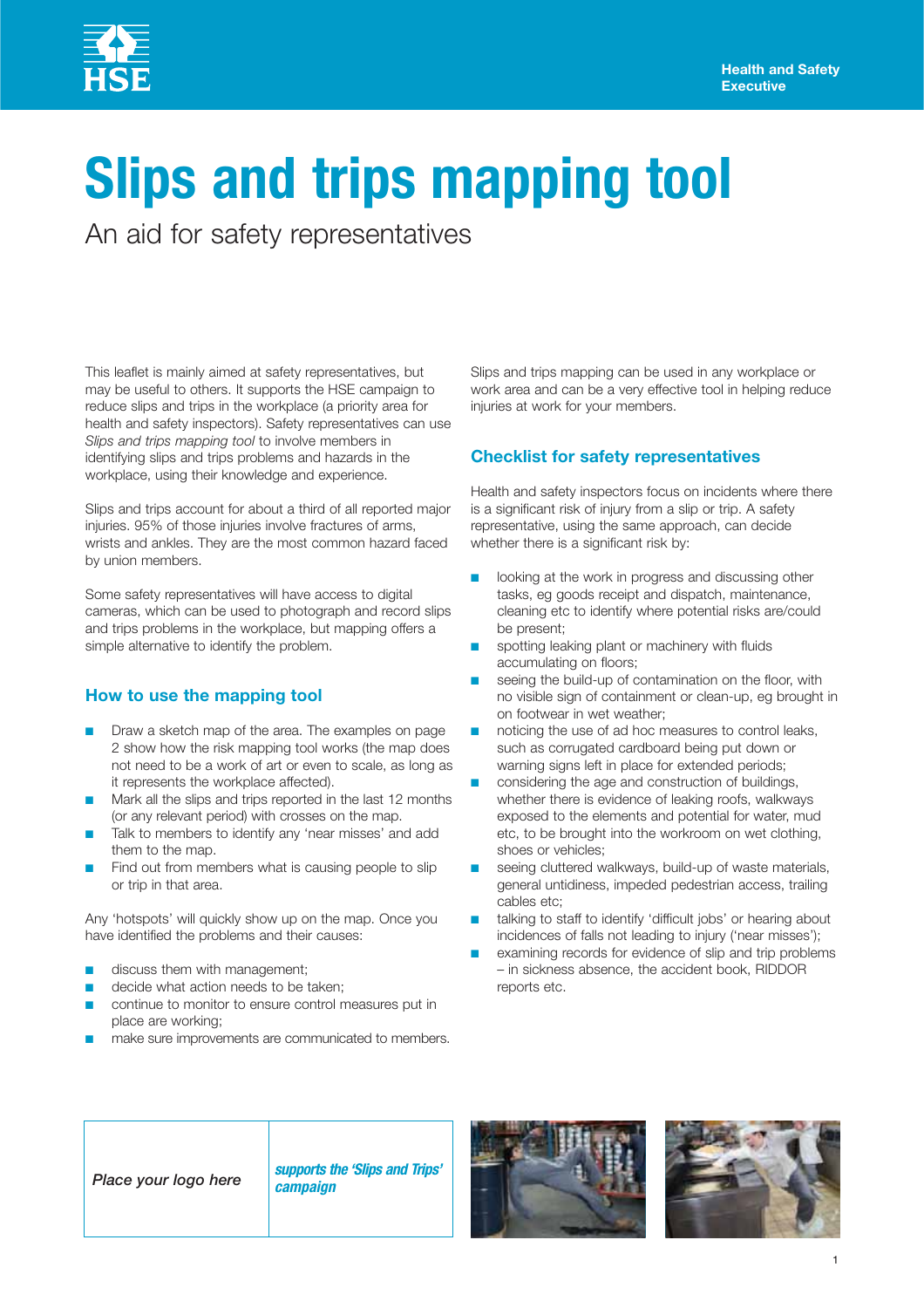# Slips and trips mapping tool

## An aid for safety representatives

This leaflet is mainly aimed at safety representatives, but may be useful to others. It supports the HSE campaign to reduce slips and trips in the workplace (a priority area for health and safety inspectors). Safety representatives can use *Slips and trips mapping tool* to involve members in identifying slips and trips problems and hazards in the workplace, using their knowledge and experience.

Slips and trips account for about a third of all reported major injuries. 95% of those injuries involve fractures of arms, wrists and ankles. They are the most common hazard faced by union members.

Some safety representatives will have access to digital cameras, which can be used to photograph and record slips and trips problems in the workplace, but mapping offers a simple alternative to identify the problem.

### How to use the mapping tool

- Draw a sketch map of the area. The examples on page 2 show how the risk mapping tool works (the map does not need to be a work of art or even to scale, as long as it represents the workplace affected).
- Mark all the slips and trips reported in the last 12 months (or any relevant period) with crosses on the map.
- Talk to members to identify any 'near misses' and add them to the map.
- Find out from members what is causing people to slip or trip in that area.

Any 'hotspots' will quickly show up on the map. Once you have identified the problems and their causes:

- discuss them with management;
- decide what action needs to be taken;
- continue to monitor to ensure control measures put in place are working;
- make sure improvements are communicated to members.

Slips and trips mapping can be used in any workplace or work area and can be a very effective tool in helping reduce injuries at work for your members.

### Checklist for safety representatives

Health and safety inspectors focus on incidents where there is a significant risk of injury from a slip or trip. A safety representative, using the same approach, can decide whether there is a significant risk by:

- looking at the work in progress and discussing other tasks, eg goods receipt and dispatch, maintenance, cleaning etc to identify where potential risks are/could be present;
- spotting leaking plant or machinery with fluids accumulating on floors;
- seeing the build-up of contamination on the floor, with no visible sign of containment or clean-up, eg brought in on footwear in wet weather;
- noticing the use of ad hoc measures to control leaks, such as corrugated cardboard being put down or warning signs left in place for extended periods;
- considering the age and construction of buildings, whether there is evidence of leaking roofs, walkways exposed to the elements and potential for water, mud etc, to be brought into the workroom on wet clothing, shoes or vehicles;
- seeing cluttered walkways, build-up of waste materials, general untidiness, impeded pedestrian access, trailing cables etc;
- talking to staff to identify 'difficult jobs' or hearing about incidences of falls not leading to injury ('near misses');
- examining records for evidence of slip and trip problems – in sickness absence, the accident book, RIDDOR reports etc.

| *Place your logo here* | ***supports the 'Slips and Trips' campaign*** |
|---|---|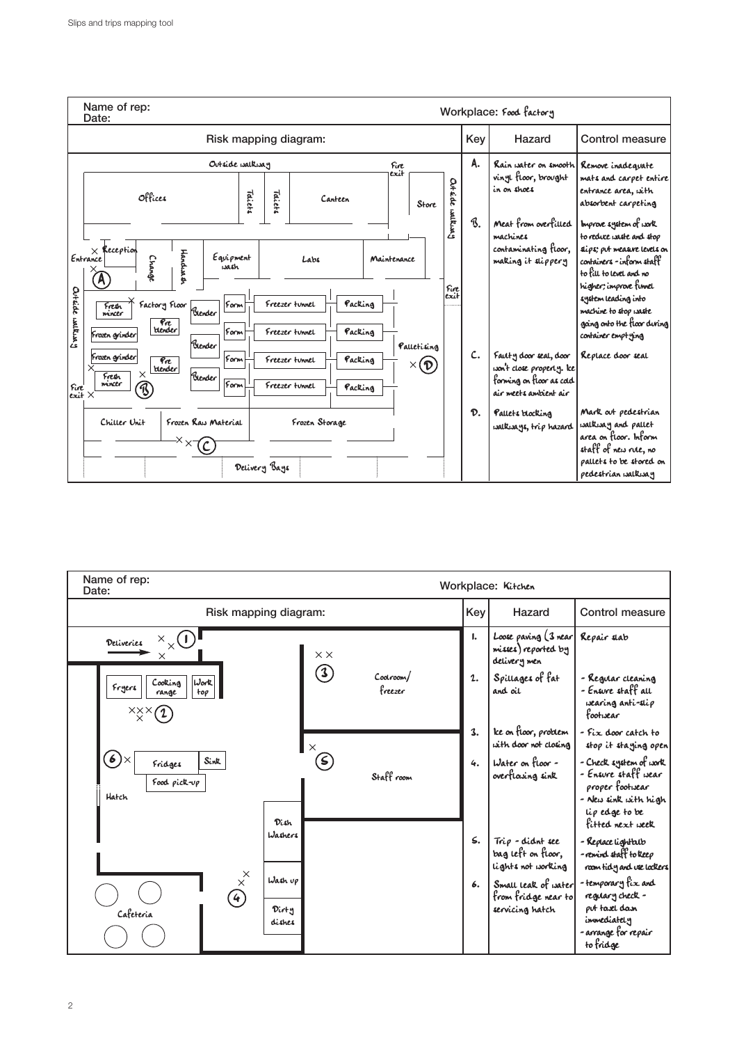| Name of rep:<br>Date: | | Workplace: Food factory | |
|---|---|---|---|
| **Risk mapping diagram:** | **Key** | **Hazard** | **Control measure** |
| Outside walkway; Fire exit; Offices; Toilets; Toilets; Canteen; Store; Outside walkway; Entrance; Reception; A; Change; Handwash; Equipment wash; Labs; Maintenance; Fire exit; Outside walkway; Fresh mincer; Factory Floor; Pre blender; Blender; Form; Freezer tunnel; Packing; Frozen grinder; Form; Freezer tunnel; Packing; Blender; Palletising; Frozen grinder; Pre blender; Form; Freezer tunnel; Packing; D; Fresh mincer; B; Blender; Form; Freezer tunnel; Packing; Fire exit; Chiller Unit; Frozen Raw Material; Frozen Storage; C; Delivery Bays | A. | Rain water on smooth vinyl floor, brought in on shoes | Remove inadequate mats and carpet entire entrance area, with absorbent carpeting |
| | B. | Meat from overfilled machines contaminating floor, making it slippery | Improve system of work to reduce waste and stop slips; put measure levels on containers - inform staff to fill to level and no higher; improve funnel system leading into machine to stop waste going onto the floor during container emptying |
| | C. | Faulty door seal, door won't close properly. Ice forming on floor as cold air meets ambient air | Replace door seal |
| | D. | Pallets blocking walkways, trip hazard | Mark out pedestrian walkway and pallet area on floor. Inform staff of new rule, no pallets to be stored on pedestrian walkway |

| Name of rep:<br>Date: | | Workplace: Kitchen | |
|---|---|---|---|
| **Risk mapping diagram:** | **Key** | **Hazard** | **Control measure** |
| Deliveries; 1; 3; Coolroom/freezer; Fryers; Cooking range; Work top; 2; 6; Fridges; Sink; Food pick-up; Hatch; 5; Staff room; Dish Washers; Wash up; 4; Dirty dishes; Cafeteria | 1. | Loose paving (3 near misses) reported by delivery men | Repair slab |
| | 2. | Spillages of fat and oil | - Regular cleaning<br>- Ensure staff all wearing anti-slip footwear |
| | 3. | Ice on floor, problem with door not closing | - Fix door catch to stop it staying open |
| | 4. | Water on floor - overflowing sink | - Check system of work<br>- Ensure staff wear proper footwear<br>- New sink with high lip edge to be fitted next week |
| | 5. | Trip - didnt see bag left on floor, lights not working | - Replace lightbulb<br>- remind staff to keep room tidy and use lockers |
| | 6. | Small leak of water from fridge near to servicing hatch | - temporary fix and regularly check - put towel down immediately<br>- arrange for repair to fridge |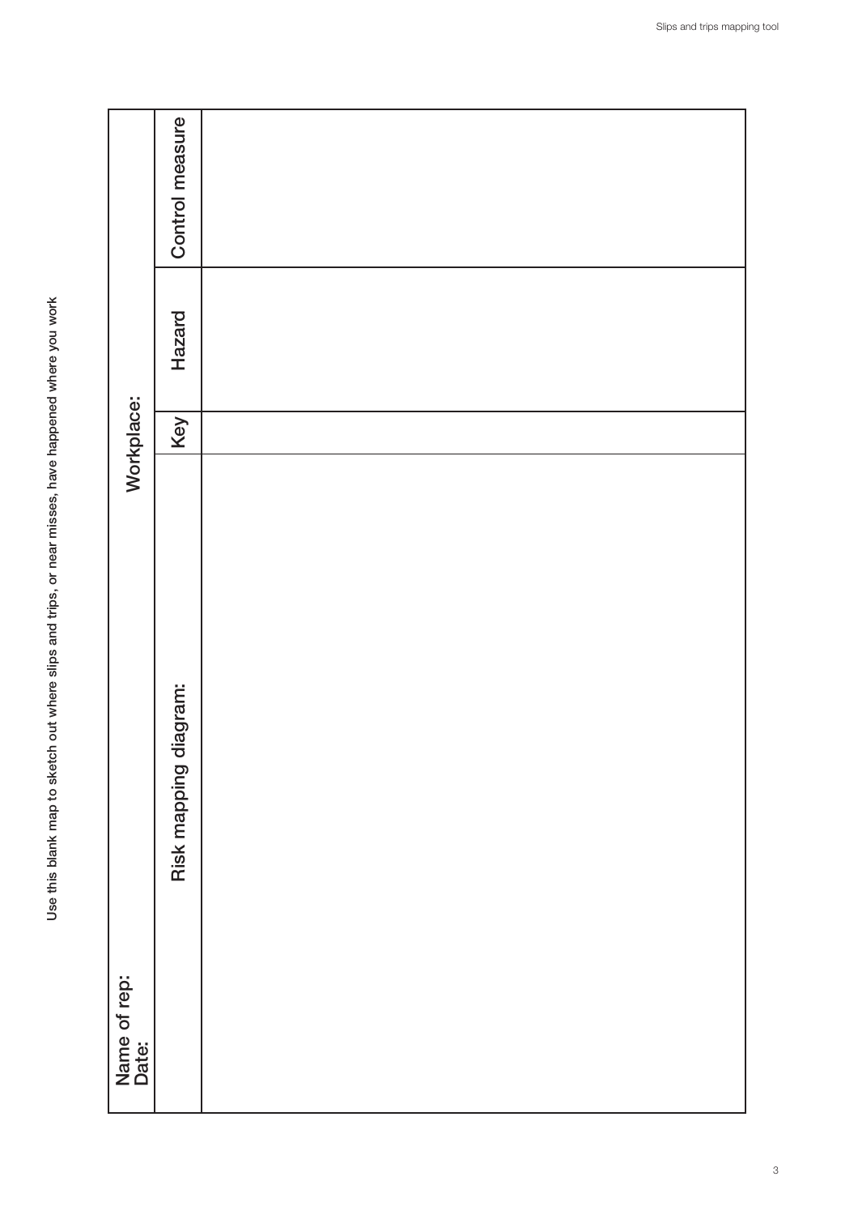Use this blank map to sketch out where slips and trips, or near misses, have happened where you work

Name of rep:
Date:

Workplace:

| Risk mapping diagram: | Key | Hazard | Control measure |
|---|---|---|---|
| | | | |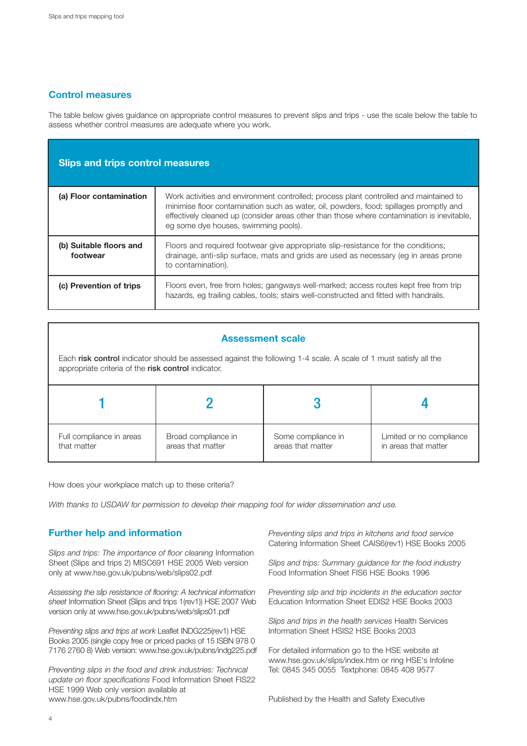## Control measures

The table below gives guidance on appropriate control measures to prevent slips and trips - use the scale below the table to assess whether control measures are adequate where you work.

| Slips and trips control measures | |
|---|---|
| **(a) Floor contamination** | Work activities and environment controlled; process plant controlled and maintained to minimise floor contamination such as water, oil, powders, food; spillages promptly and effectively cleaned up (consider areas other than those where contamination is inevitable, eg some dye houses, swimming pools). |
| **(b) Suitable floors and footwear** | Floors and required footwear give appropriate slip-resistance for the conditions; drainage, anti-slip surface, mats and grids are used as necessary (eg in areas prone to contamination). |
| **(c) Prevention of trips** | Floors even, free from holes; gangways well-marked; access routes kept free from trip hazards, eg trailing cables, tools; stairs well-constructed and fitted with handrails. |

### Assessment scale

Each **risk control** indicator should be assessed against the following 1-4 scale. A scale of 1 must satisfy all the appropriate criteria of the **risk control** indicator.

| 1 | 2 | 3 | 4 |
|---|---|---|---|
| Full compliance in areas that matter | Broad compliance in areas that matter | Some compliance in areas that matter | Limited or no compliance in areas that matter |

How does your workplace match up to these criteria?

*With thanks to USDAW for permission to develop their mapping tool for wider dissemination and use.*

## Further help and information

*Slips and trips: The importance of floor cleaning* Information Sheet (Slips and trips 2) MISC691 HSE 2005 Web version only at www.hse.gov.uk/pubns/web/slips02.pdf

*Assessing the slip resistance of flooring: A technical information sheet* Information Sheet (Slips and trips 1(rev1)) HSE 2007 Web version only at www.hse.gov.uk/pubns/web/slips01.pdf

*Preventing slips and trips at work* Leaflet INDG225(rev1) HSE Books 2005 (single copy free or priced packs of 15 ISBN 978 0 7176 2760 8) Web version: www.hse.gov.uk/pubns/indg225.pdf

*Preventing slips in the food and drink industries: Technical update on floor specifications* Food Information Sheet FIS22 HSE 1999 Web only version available at www.hse.gov.uk/pubns/foodindx.htm

*Preventing slips and trips in kitchens and food service* Catering Information Sheet CAIS6(rev1) HSE Books 2005

*Slips and trips: Summary guidance for the food industry* Food Information Sheet FIS6 HSE Books 1996

*Preventing slip and trip incidents in the education sector* Education Information Sheet EDIS2 HSE Books 2003

*Slips and trips in the health services* Health Services Information Sheet HSIS2 HSE Books 2003

For detailed information go to the HSE website at www.hse.gov.uk/slips/index.htm or ring HSE's Infoline Tel: 0845 345 0055 Textphone: 0845 408 9577

Published by the Health and Safety Executive